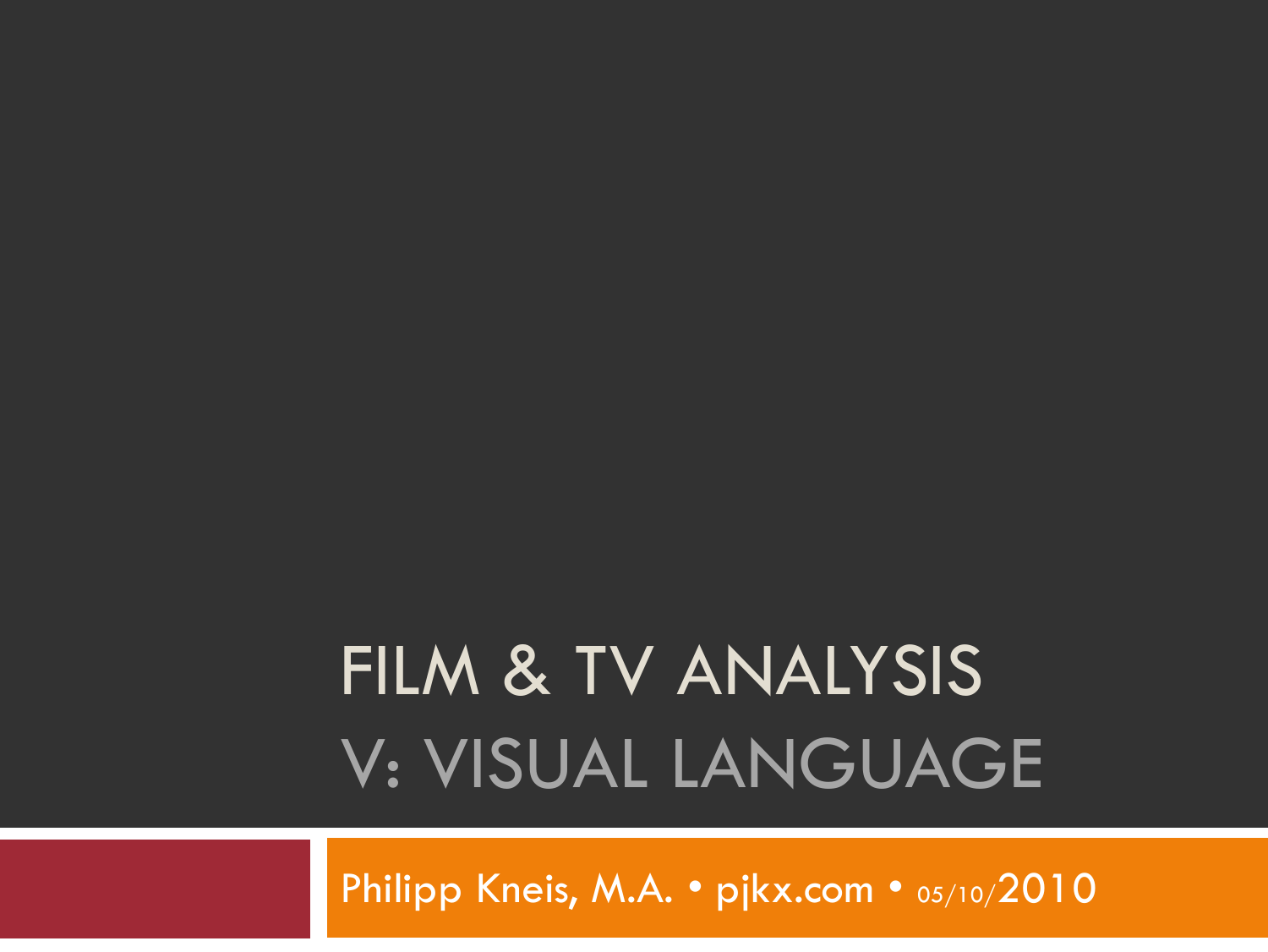# FILM & TV ANALYSIS

## V: VISUAL LANGUAGE

Philipp Kneis, M.A. • pjkx.com • 05/10/2010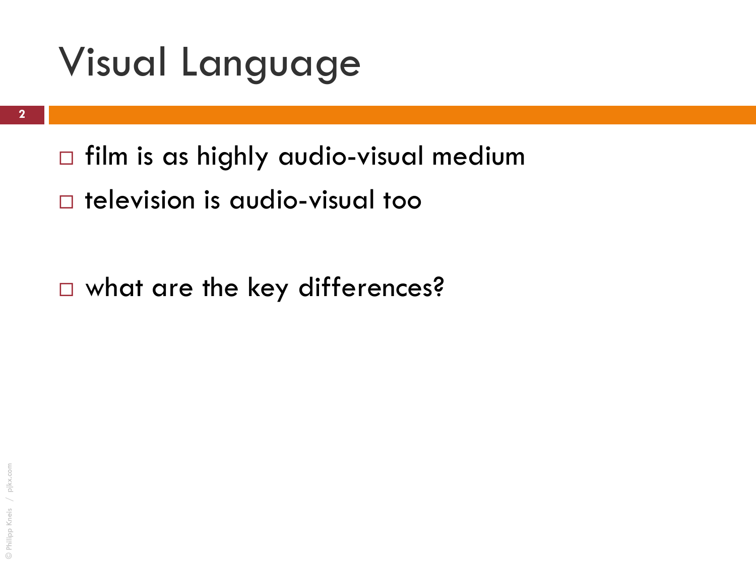# Visual Language

- film is as highly audio-visual medium
- television is audio-visual too

- what are the key differences?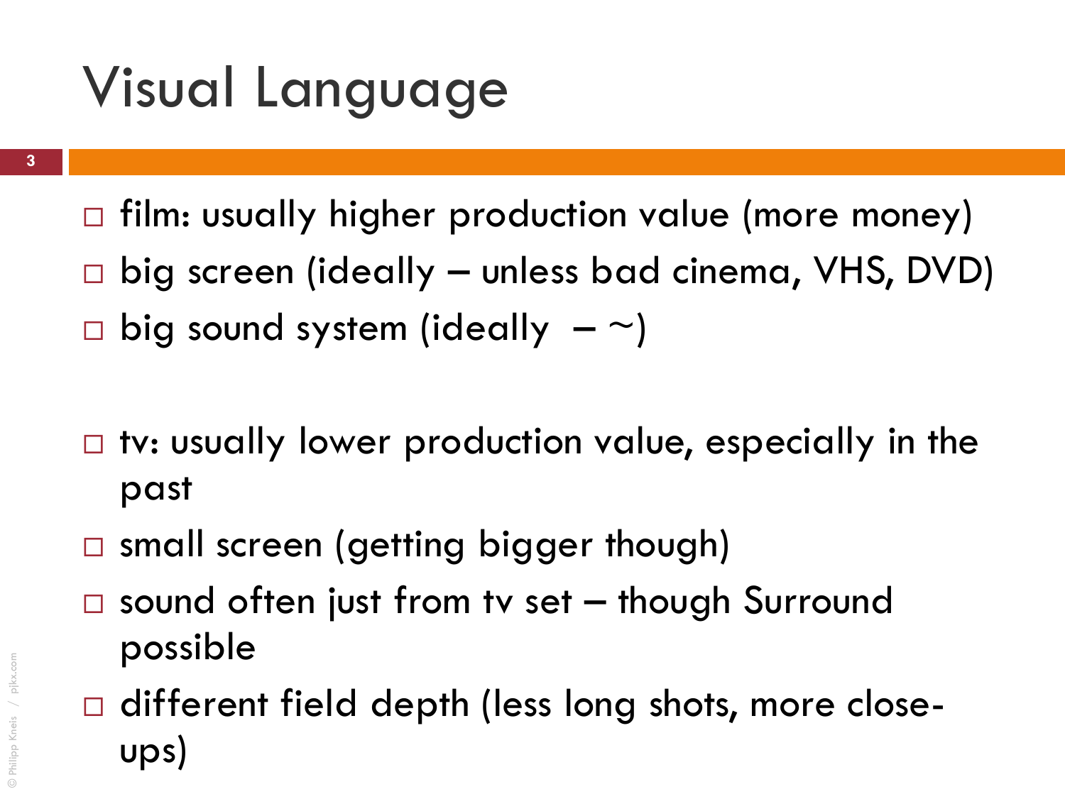# Visual Language

- film: usually higher production value (more money)
- big screen (ideally – unless bad cinema, VHS, DVD)
- big sound system (ideally – ~)

- tv: usually lower production value, especially in the past
- small screen (getting bigger though)
- sound often just from tv set – though Surround possible
- different field depth (less long shots, more close-ups)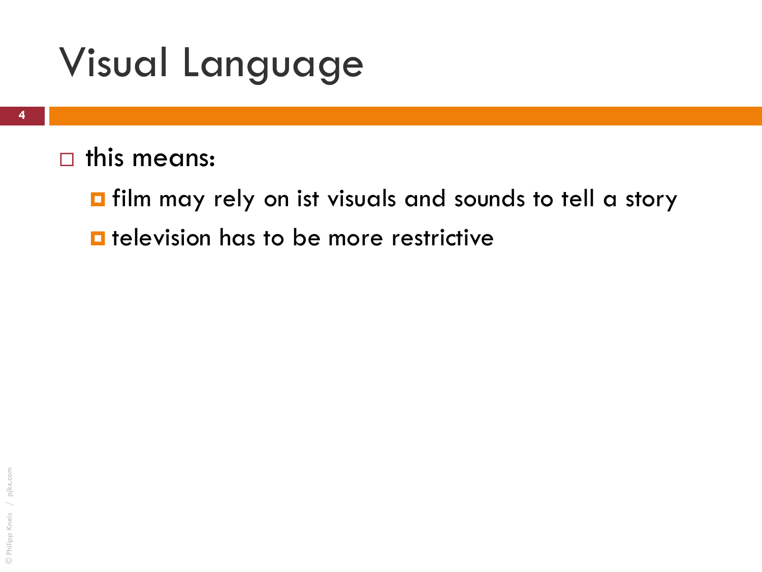# Visual Language

- this means:
  - film may rely on ist visuals and sounds to tell a story
  - television has to be more restrictive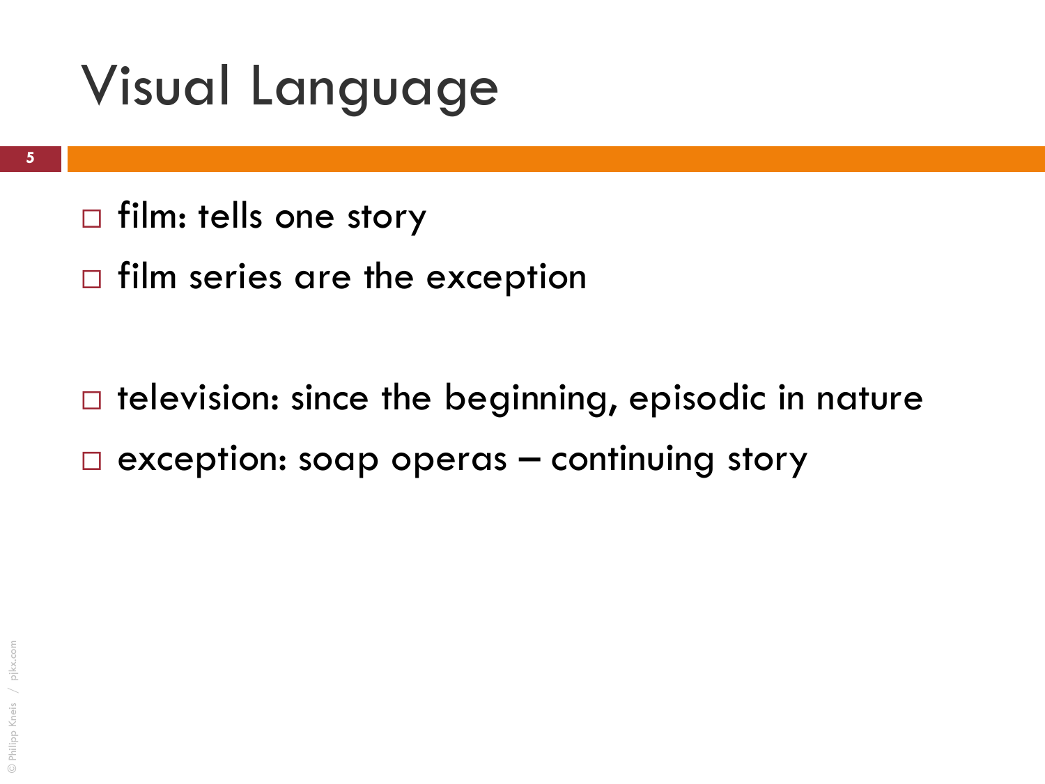# Visual Language

- film: tells one story
- film series are the exception

- television: since the beginning, episodic in nature
- exception: soap operas – continuing story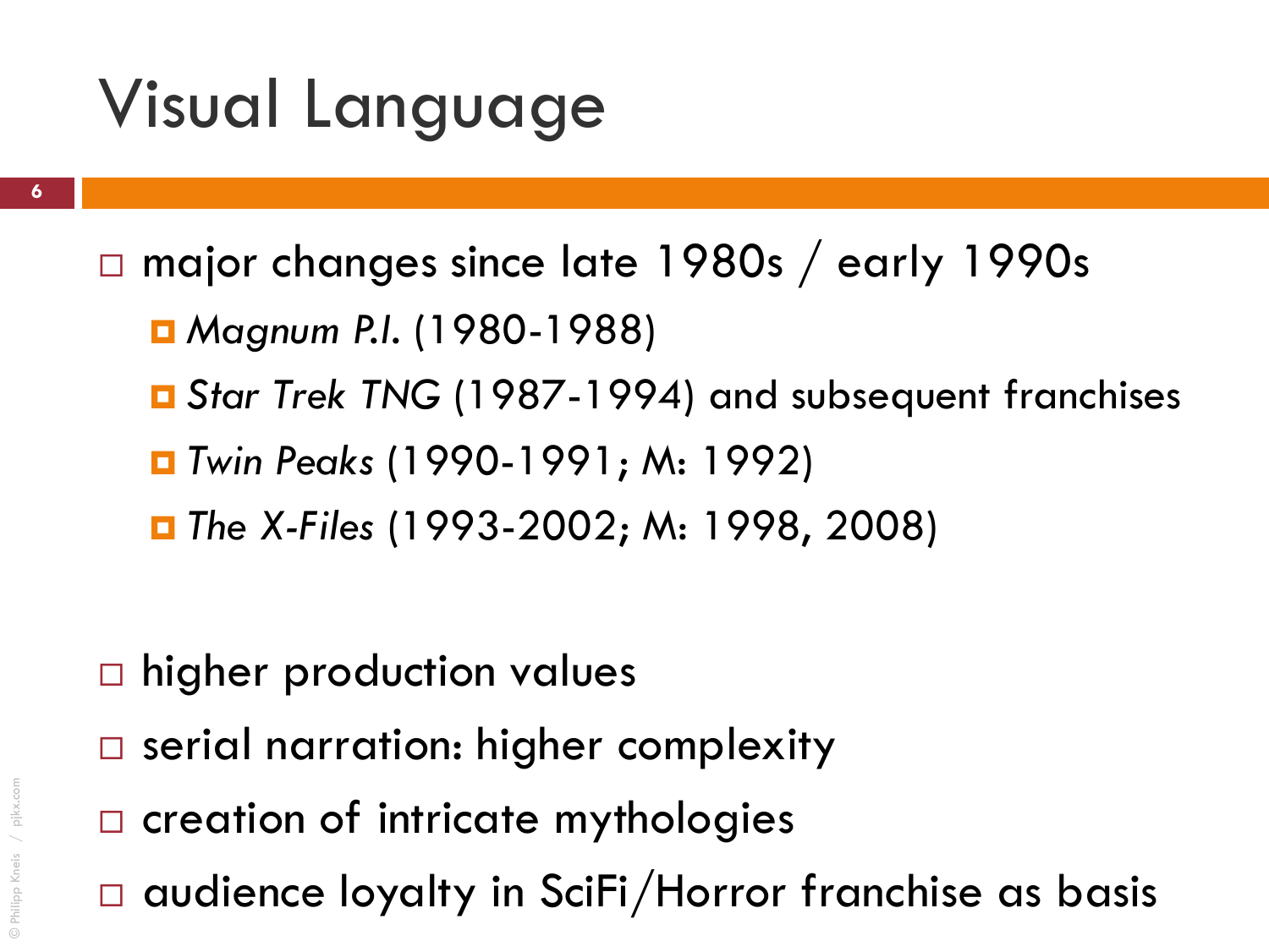# Visual Language

- major changes since late 1980s / early 1990s
  - *Magnum P.I.* (1980-1988)
  - *Star Trek TNG* (1987-1994) and subsequent franchises
  - *Twin Peaks* (1990-1991; M: 1992)
  - *The X-Files* (1993-2002; M: 1998, 2008)

- higher production values
- serial narration: higher complexity
- creation of intricate mythologies
- audience loyalty in SciFi/Horror franchise as basis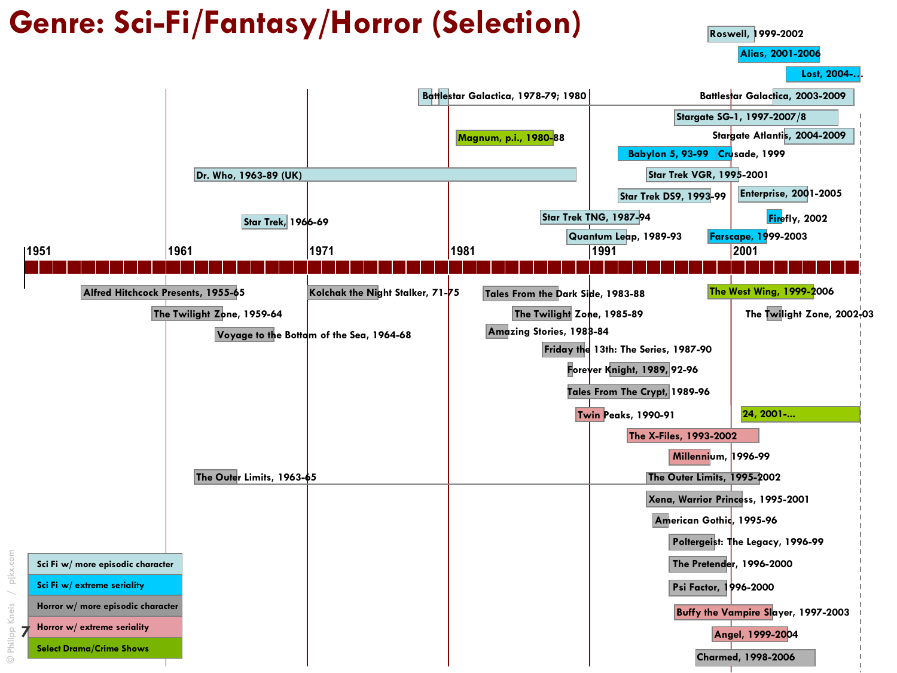# Genre: Sci-Fi/Fantasy/Horror (Selection)

Timeline: 1951, 1961, 1971, 1981, 1991, 2001

**Sci-Fi (above timeline):**

- Roswell, 1999-2002
- Alias, 2001-2006
- Lost, 2004-...
- Battlestar Galactica, 1978-79; 1980
- Battlestar Galactica, 2003-2009
- Stargate SG-1, 1997-2007/8
- Stargate Atlantis, 2004-2009
- Magnum, p.i., 1980-88
- Babylon 5, 93-99
- Crusade, 1999
- Dr. Who, 1963-89 (UK)
- Star Trek VGR, 1995-2001
- Star Trek DS9, 1993-99
- Enterprise, 2001-2005
- Star Trek, 1966-69
- Star Trek TNG, 1987-94
- Firefly, 2002
- Quantum Leap, 1989-93
- Farscape, 1999-2003

**Horror/Drama (below timeline):**

- Alfred Hitchcock Presents, 1955-65
- Kolchak the Night Stalker, 71-75
- Tales From the Dark Side, 1983-88
- The West Wing, 1999-2006
- The Twilight Zone, 1959-64
- The Twilight Zone, 1985-89
- The Twilight Zone, 2002-03
- Voyage to the Bottom of the Sea, 1964-68
- Amazing Stories, 1983-84
- Friday the 13th: The Series, 1987-90
- Forever Knight, 1989, 92-96
- Tales From The Crypt, 1989-96
- Twin Peaks, 1990-91
- 24, 2001-...
- The X-Files, 1993-2002
- Millennium, 1996-99
- The Outer Limits, 1963-65
- The Outer Limits, 1995-2002
- Xena, Warrior Princess, 1995-2001
- American Gothic, 1995-96
- Poltergeist: The Legacy, 1996-99
- The Pretender, 1996-2000
- Psi Factor, 1996-2000
- Buffy the Vampire Slayer, 1997-2003
- Angel, 1999-2004
- Charmed, 1998-2006

**Legend:**

- Sci Fi w/ more episodic character
- Sci Fi w/ extreme seriality
- Horror w/ more episodic character
- Horror w/ extreme seriality
- Select Drama/Crime Shows

© Philipp Kneis / pjkx.com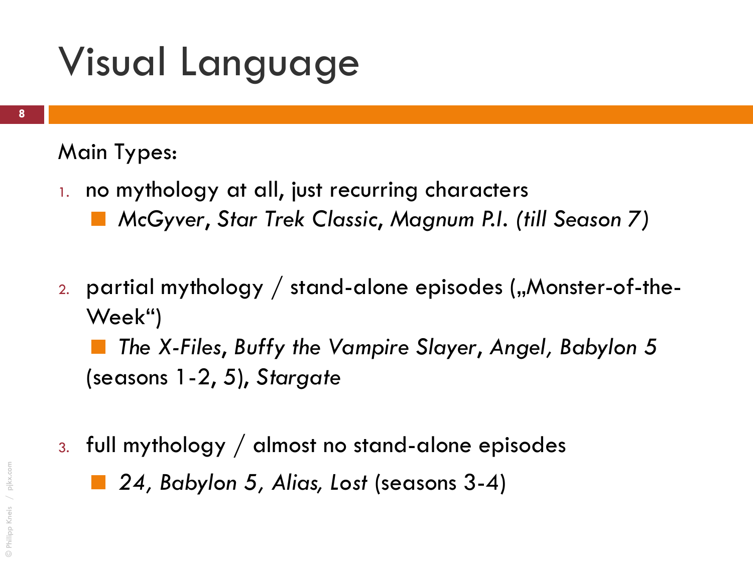# Visual Language

Main Types:

1. no mythology at all, just recurring characters
   - *McGyver*, *Star Trek Classic*, *Magnum P.I. (till Season 7)*

2. partial mythology / stand-alone episodes („Monster-of-the-Week“)
   - *The X-Files*, *Buffy the Vampire Slayer*, *Angel*, *Babylon 5* (seasons 1-2, 5), *Stargate*

3. full mythology / almost no stand-alone episodes
   - *24*, *Babylon 5*, *Alias*, *Lost* (seasons 3-4)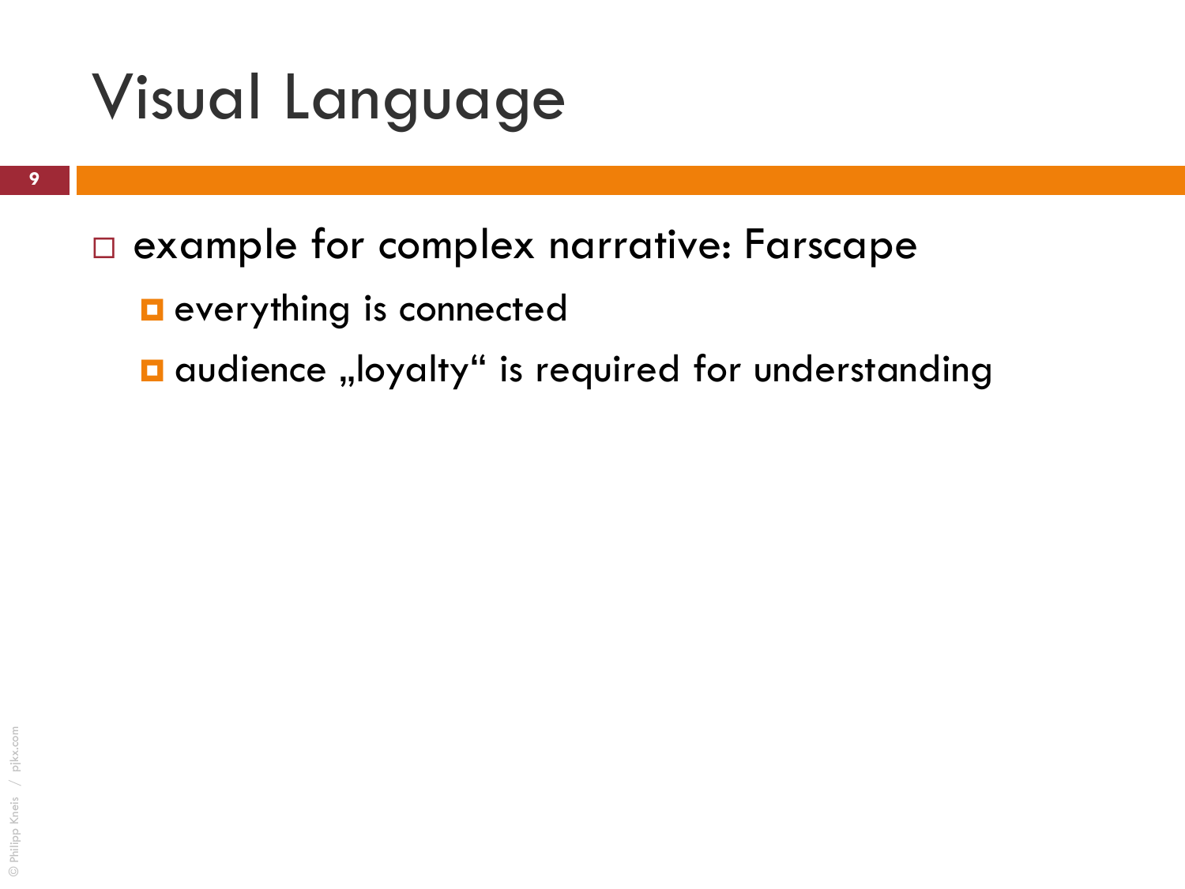# Visual Language

- example for complex narrative: Farscape
  - everything is connected
  - audience „loyalty“ is required for understanding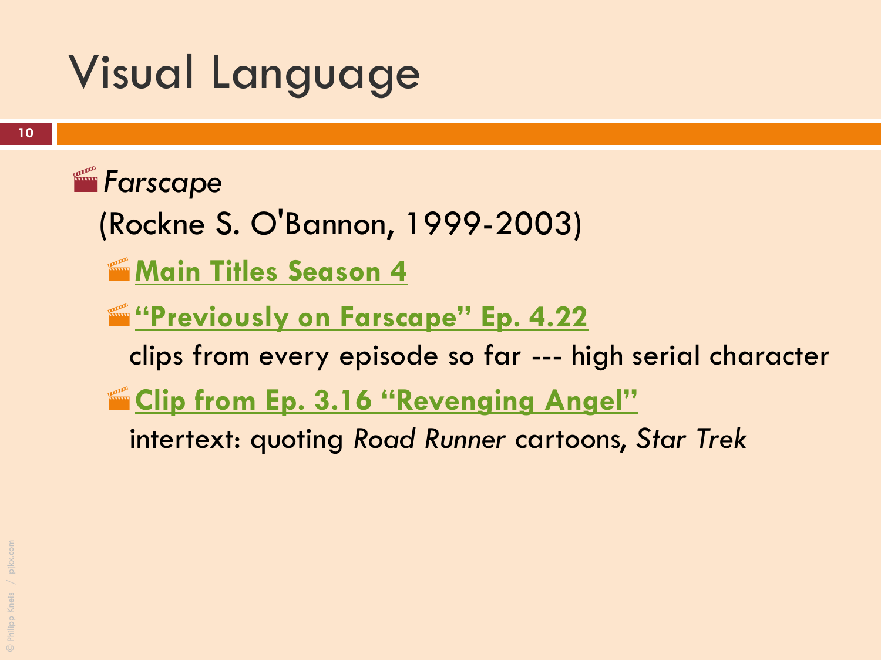# Visual Language

- *Farscape*
  (Rockne S. O'Bannon, 1999-2003)
  - **Main Titles Season 4**
  - **"Previously on Farscape" Ep. 4.22**
    clips from every episode so far --- high serial character
  - **Clip from Ep. 3.16 "Revenging Angel"**
    intertext: quoting *Road Runner* cartoons, *Star Trek*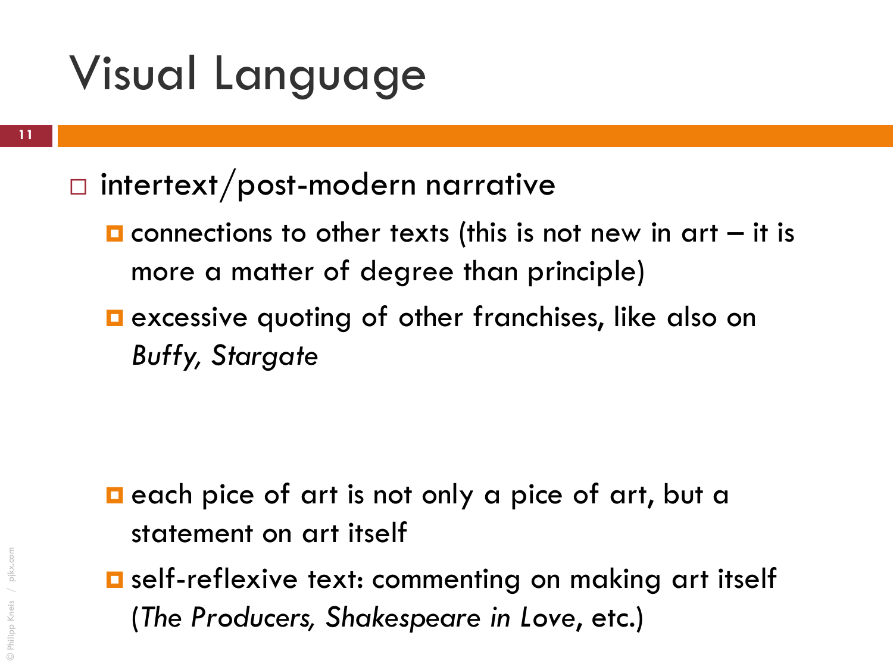# Visual Language

- intertext/post-modern narrative
  - connections to other texts (this is not new in art – it is more a matter of degree than principle)
  - excessive quoting of other franchises, like also on *Buffy, Stargate*
  - each pice of art is not only a pice of art, but a statement on art itself
  - self-reflexive text: commenting on making art itself (*The Producers, Shakespeare in Love*, etc.)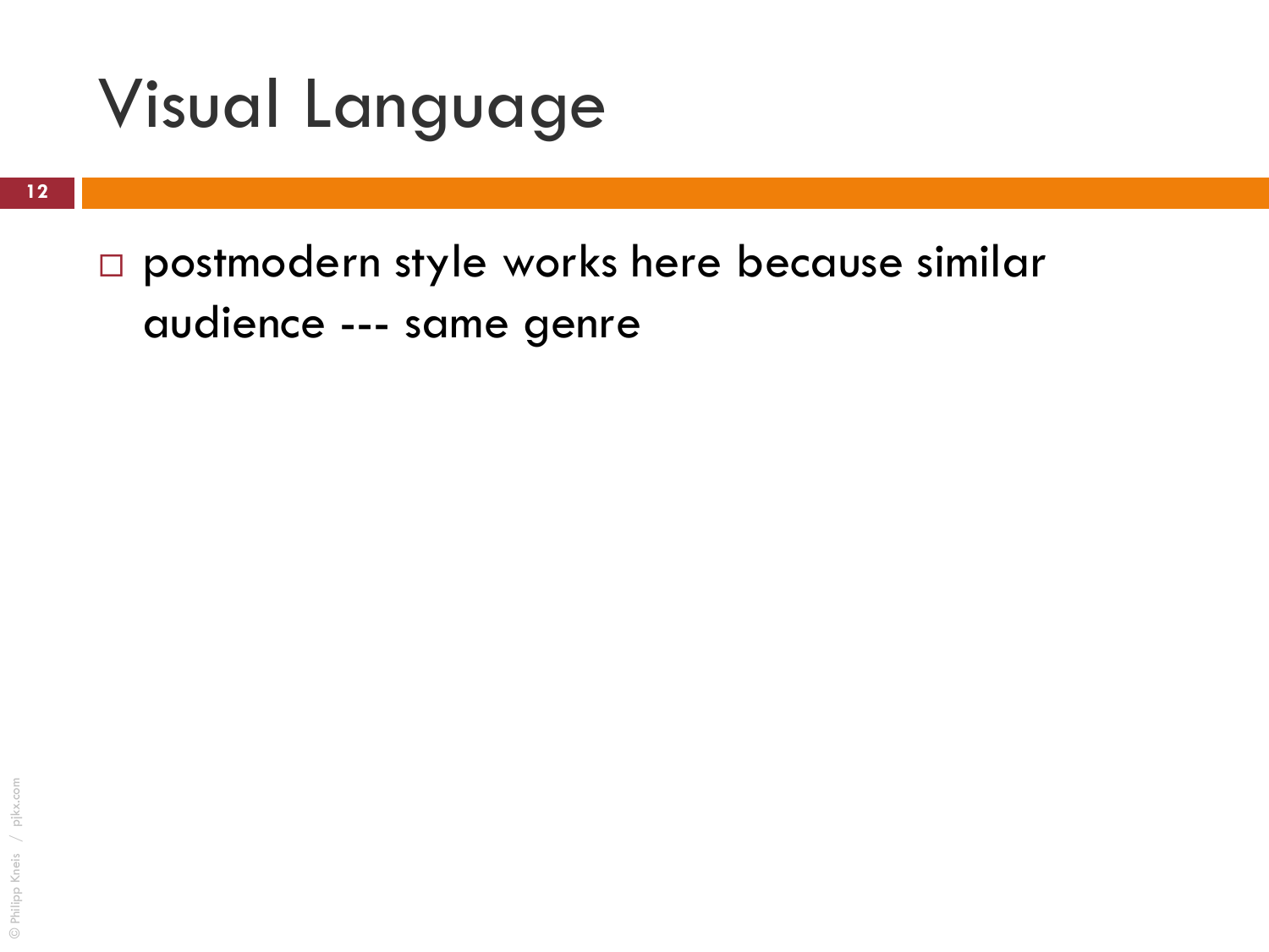# Visual Language

- postmodern style works here because similar audience --- same genre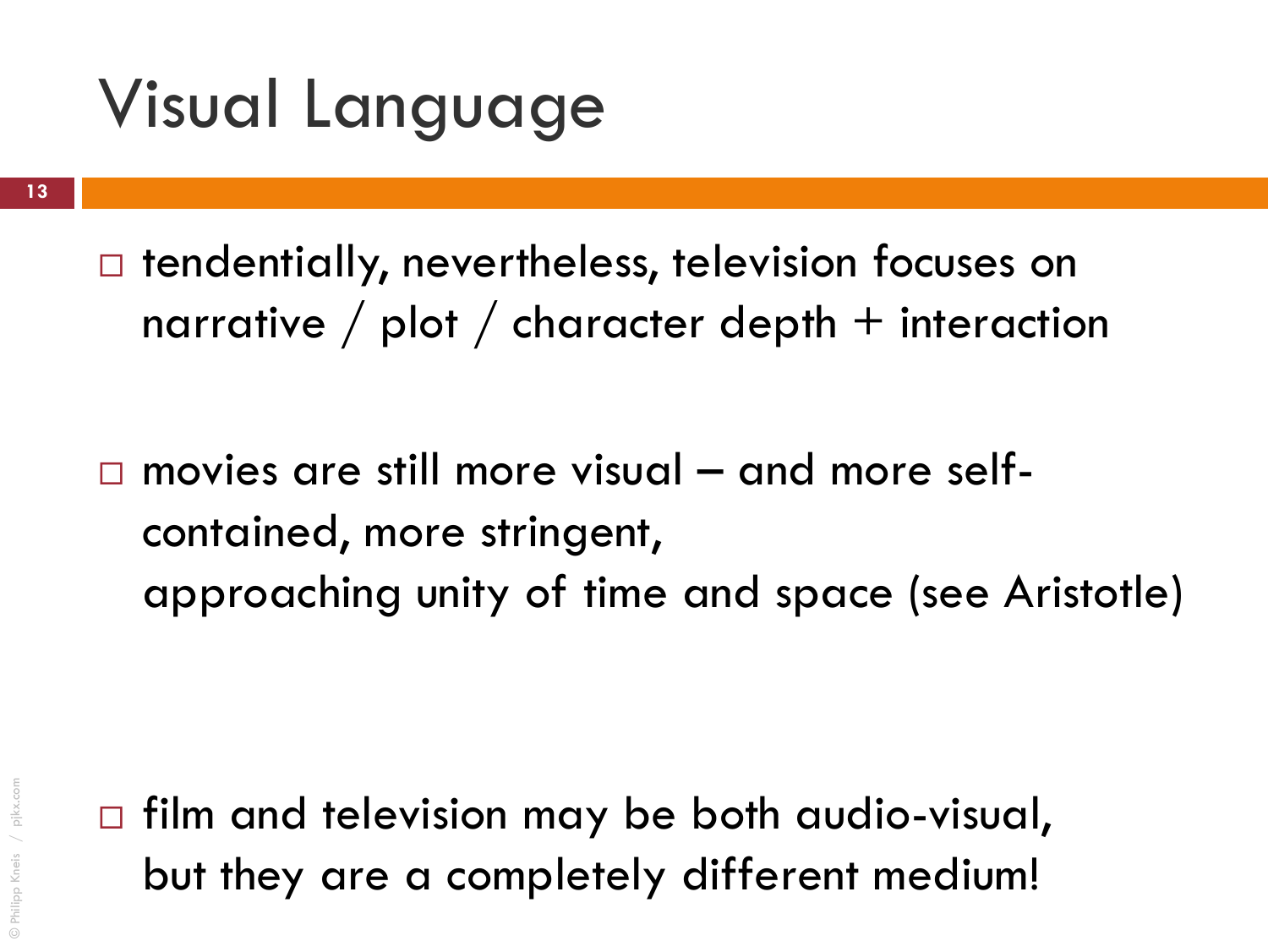# Visual Language

- tendentially, nevertheless, television focuses on narrative / plot / character depth + interaction

- movies are still more visual – and more self-contained, more stringent, approaching unity of time and space (see Aristotle)

- film and television may be both audio-visual, but they are a completely different medium!